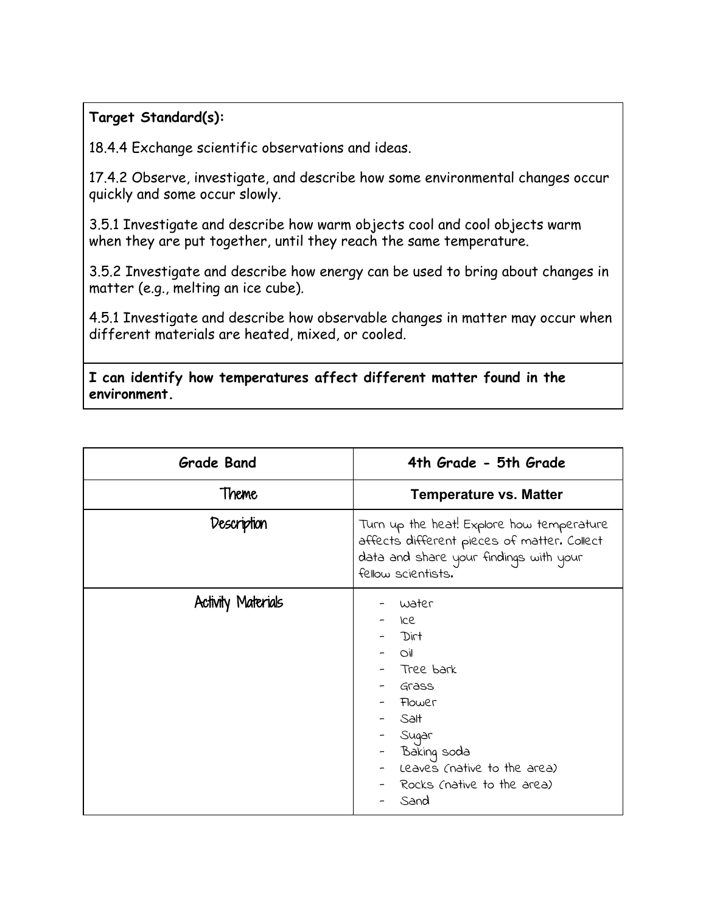**Target Standard(s):**

18.4.4 Exchange scientific observations and ideas.

17.4.2 Observe, investigate, and describe how some environmental changes occur quickly and some occur slowly.

3.5.1 Investigate and describe how warm objects cool and cool objects warm when they are put together, until they reach the same temperature.

3.5.2 Investigate and describe how energy can be used to bring about changes in matter (e.g., melting an ice cube).

4.5.1 Investigate and describe how observable changes in matter may occur when different materials are heated, mixed, or cooled.

**I can identify how temperatures affect different matter found in the environment.**

| Grade Band | 4th Grade - 5th Grade |
|---|---|
| Theme | **Temperature vs. Matter** |
| Description | Turn up the heat! Explore how temperature affects different pieces of matter. Collect data and share your findings with your fellow scientists. |
| Activity Materials | - water<br>- Ice<br>- Dirt<br>- Oil<br>- Tree bark<br>- Grass<br>- Flower<br>- Salt<br>- Sugar<br>- Baking soda<br>- Leaves (native to the area)<br>- Rocks (native to the area)<br>- Sand |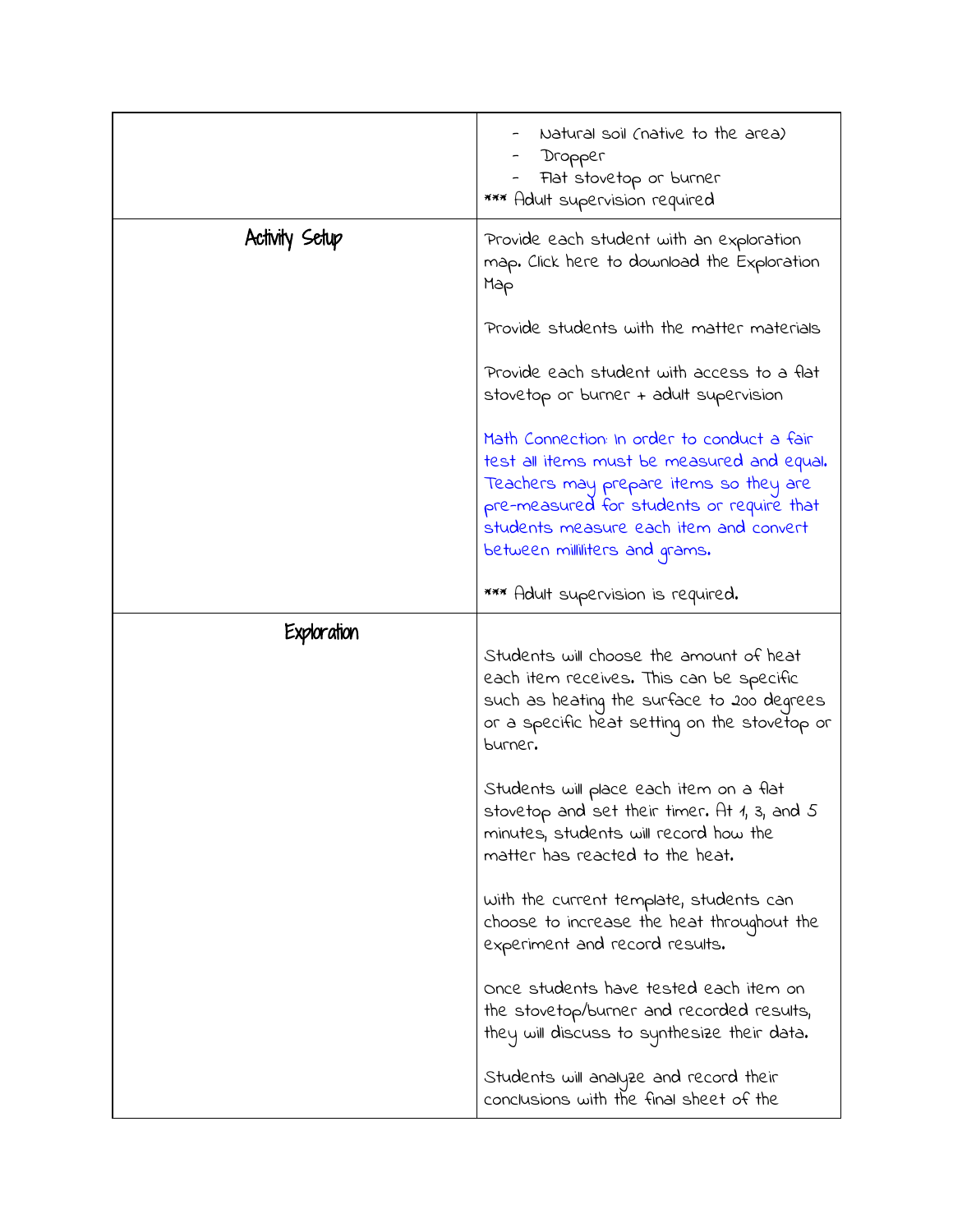| | |
|---|---|
| | - Natural soil (native to the area)<br>- Dropper<br>- Flat stovetop or burner<br>*** Adult supervision required |
| Activity Setup | Provide each student with an exploration map. Click here to download the Exploration Map<br><br>Provide students with the matter materials<br><br>Provide each student with access to a flat stovetop or burner + adult supervision<br><br>Math Connection: In order to conduct a fair test all items must be measured and equal. Teachers may prepare items so they are pre-measured for students or require that students measure each item and convert between milliliters and grams.<br><br>*** Adult supervision is required. |
| Exploration | Students will choose the amount of heat each item receives. This can be specific such as heating the surface to 200 degrees or a specific heat setting on the stovetop or burner.<br><br>Students will place each item on a flat stovetop and set their timer. At 1, 3, and 5 minutes, students will record how the matter has reacted to the heat.<br><br>With the current template, students can choose to increase the heat throughout the experiment and record results.<br><br>Once students have tested each item on the stovetop/burner and recorded results, they will discuss to synthesize their data.<br><br>Students will analyze and record their conclusions with the final sheet of the |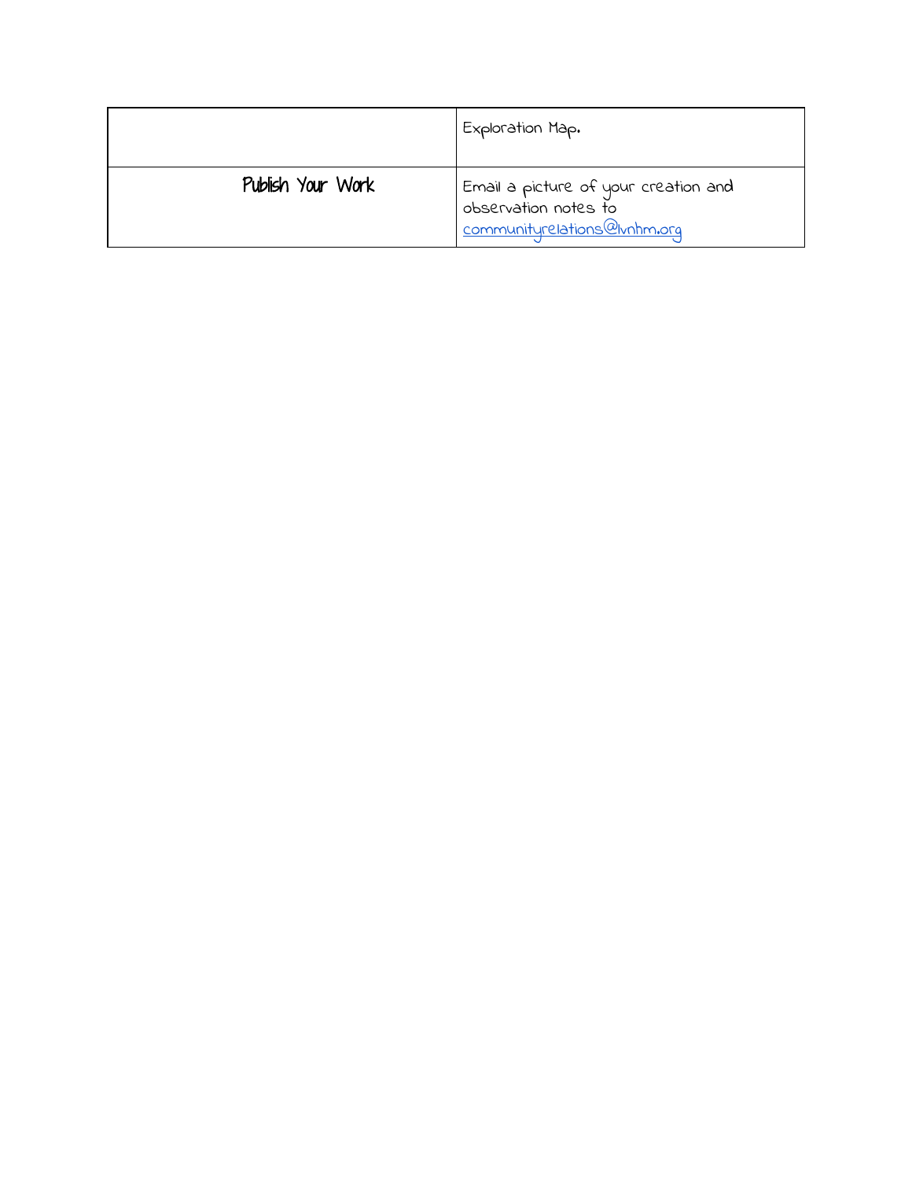| | |
|---|---|
| | Exploration Map. |
| Publish Your Work | Email a picture of your creation and observation notes to communityrelations@lvnhm.org |